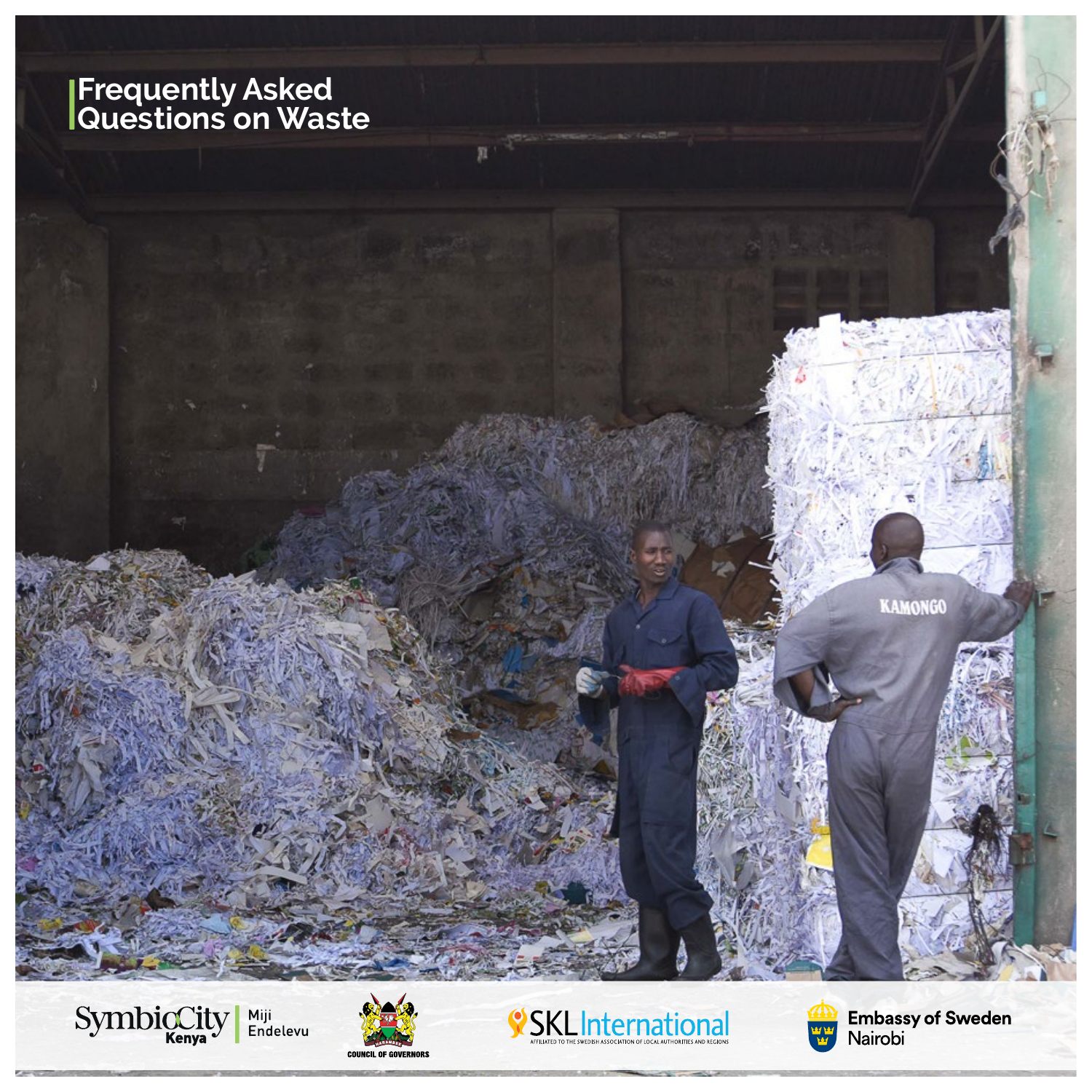# Frequently Asked Questions on Waste

SymbioCity Kenya | Miji Endelevu

COUNCIL OF GOVERNORS

SKL International — AFFILIATED TO THE SWEDISH ASSOCIATION OF LOCAL AUTHORITIES AND REGIONS

Embassy of Sweden Nairobi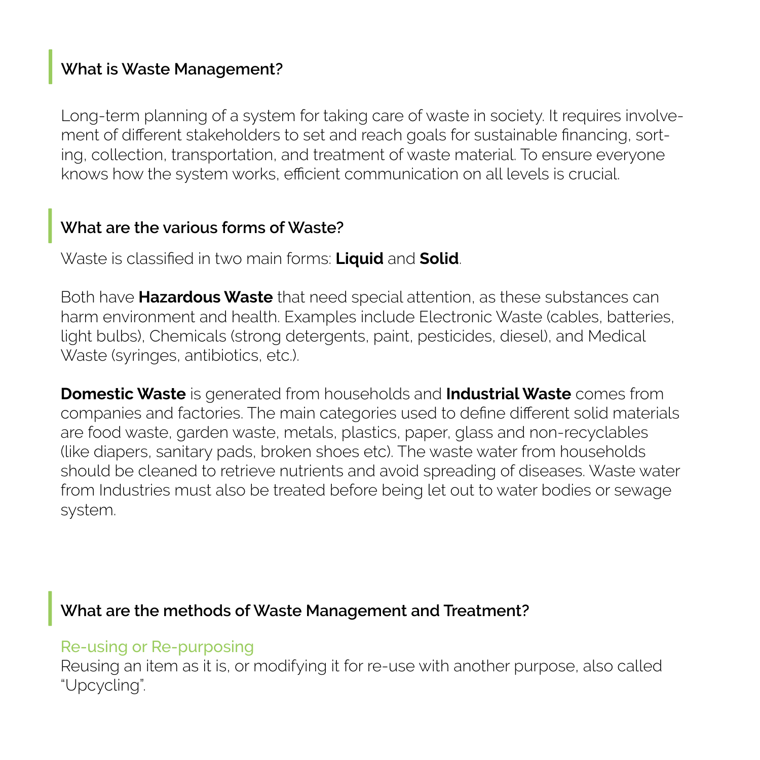## What is Waste Management?

Long-term planning of a system for taking care of waste in society. It requires involvement of different stakeholders to set and reach goals for sustainable financing, sorting, collection, transportation, and treatment of waste material. To ensure everyone knows how the system works, efficient communication on all levels is crucial.

## What are the various forms of Waste?

Waste is classified in two main forms: **Liquid** and **Solid**.

Both have **Hazardous Waste** that need special attention, as these substances can harm environment and health. Examples include Electronic Waste (cables, batteries, light bulbs), Chemicals (strong detergents, paint, pesticides, diesel), and Medical Waste (syringes, antibiotics, etc.).

**Domestic Waste** is generated from households and **Industrial Waste** comes from companies and factories. The main categories used to define different solid materials are food waste, garden waste, metals, plastics, paper, glass and non-recyclables (like diapers, sanitary pads, broken shoes etc). The waste water from households should be cleaned to retrieve nutrients and avoid spreading of diseases. Waste water from Industries must also be treated before being let out to water bodies or sewage system.

## What are the methods of Waste Management and Treatment?

### Re-using or Re-purposing

Reusing an item as it is, or modifying it for re-use with another purpose, also called "Upcycling".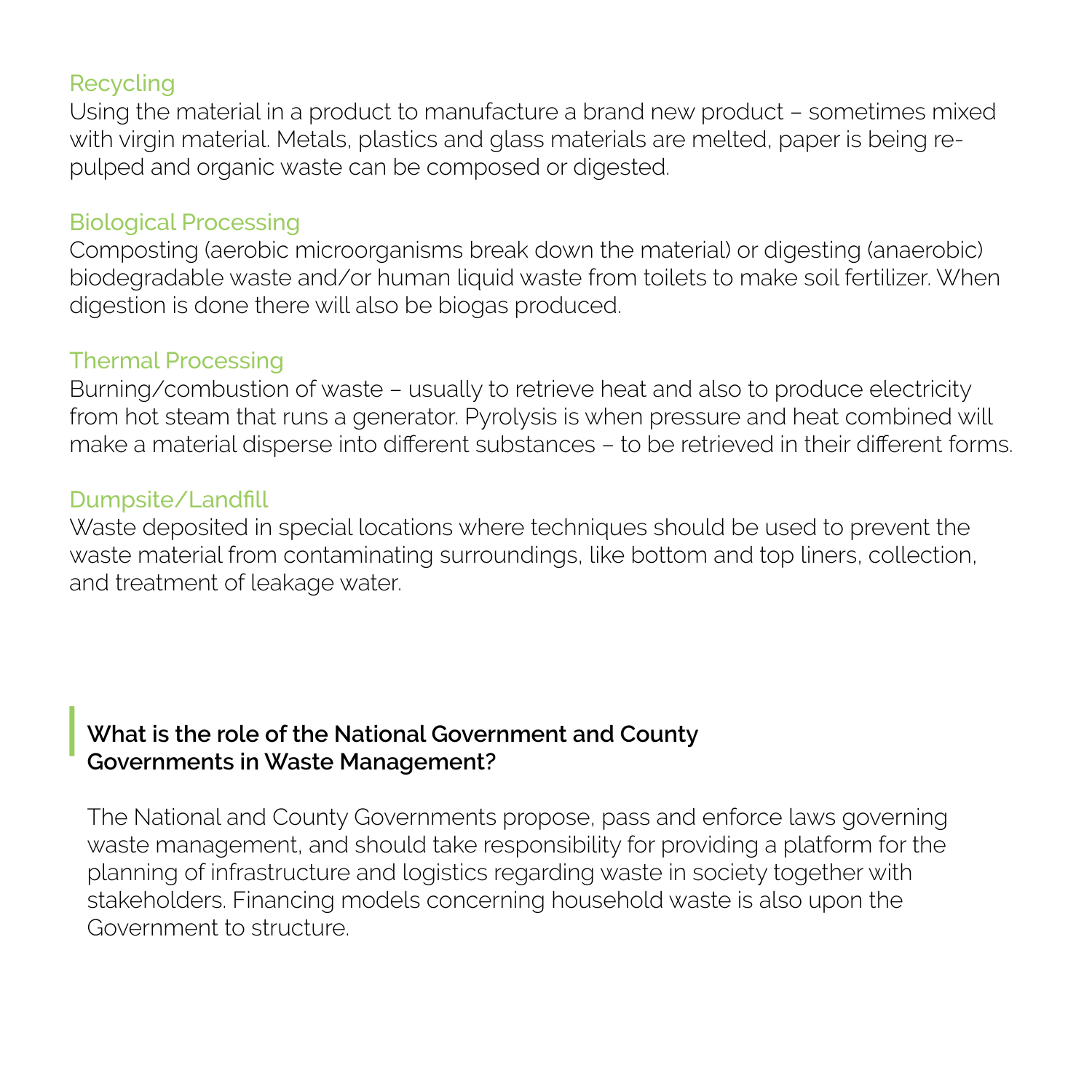### Recycling

Using the material in a product to manufacture a brand new product – sometimes mixed with virgin material. Metals, plastics and glass materials are melted, paper is being re-pulped and organic waste can be composed or digested.

### Biological Processing

Composting (aerobic microorganisms break down the material) or digesting (anaerobic) biodegradable waste and/or human liquid waste from toilets to make soil fertilizer. When digestion is done there will also be biogas produced.

### Thermal Processing

Burning/combustion of waste – usually to retrieve heat and also to produce electricity from hot steam that runs a generator. Pyrolysis is when pressure and heat combined will make a material disperse into different substances – to be retrieved in their different forms.

### Dumpsite/Landfill

Waste deposited in special locations where techniques should be used to prevent the waste material from contaminating surroundings, like bottom and top liners, collection, and treatment of leakage water.

## What is the role of the National Government and County Governments in Waste Management?

The National and County Governments propose, pass and enforce laws governing waste management, and should take responsibility for providing a platform for the planning of infrastructure and logistics regarding waste in society together with stakeholders. Financing models concerning household waste is also upon the Government to structure.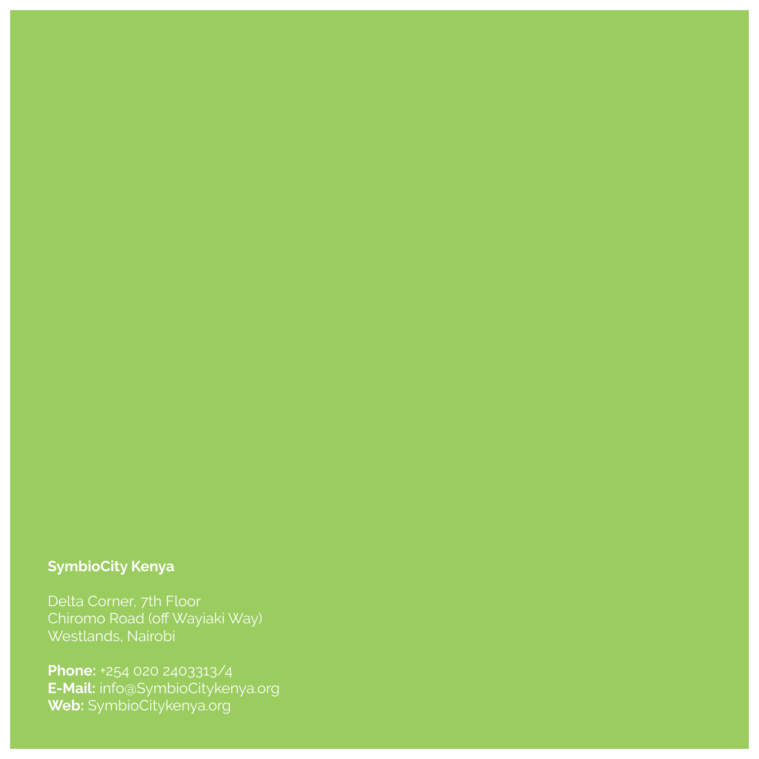**SymbioCity Kenya**

Delta Corner, 7th Floor
Chiromo Road (off Wayiaki Way)
Westlands, Nairobi

**Phone:** +254 020 2403313/4
**E-Mail:** info@SymbioCitykenya.org
**Web:** SymbioCitykenya.org